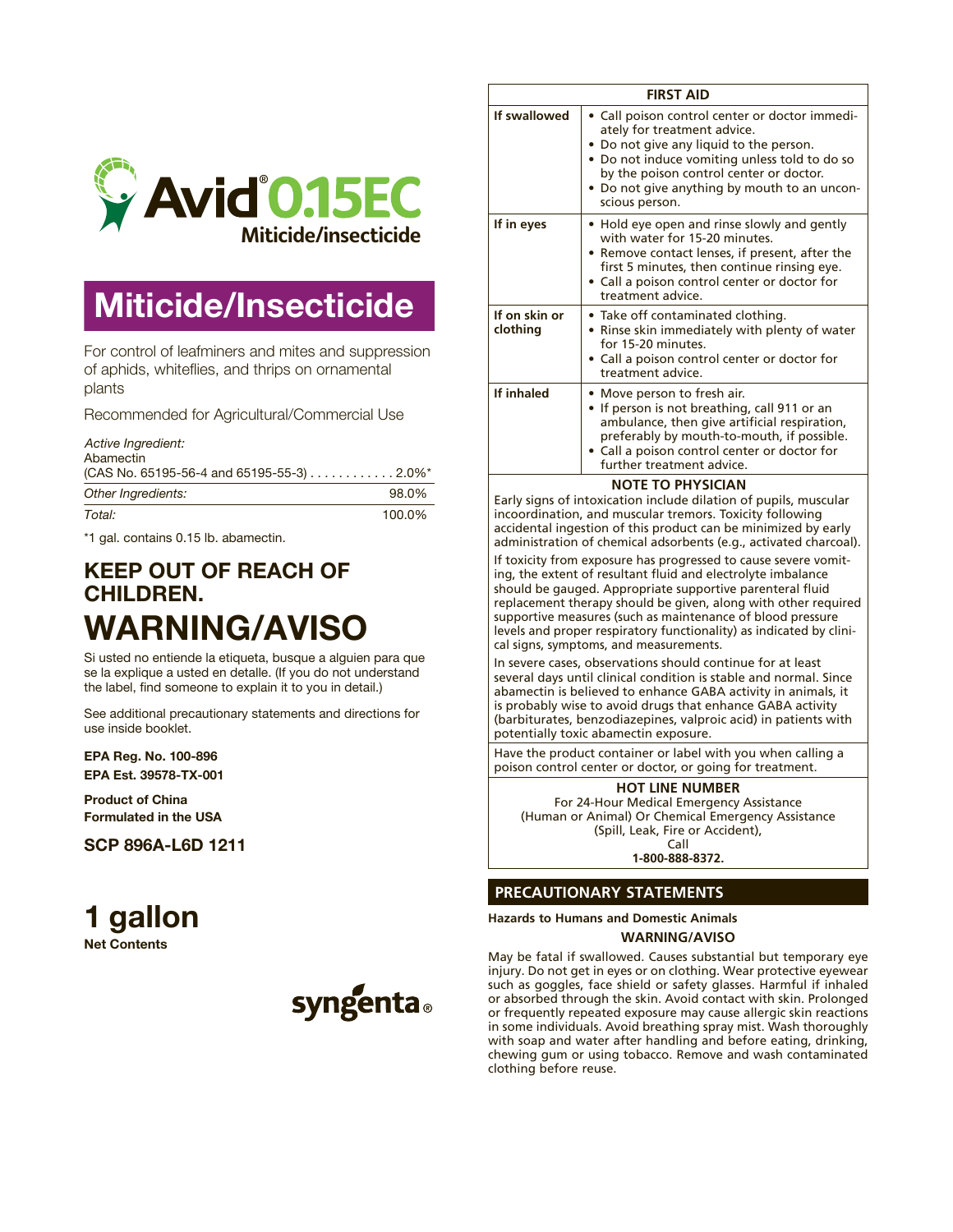# Avid® 0.15EC

**Miticide/insecticide**

## Miticide/Insecticide

For control of leafminers and mites and suppression of aphids, whiteflies, and thrips on ornamental plants

Recommended for Agricultural/Commercial Use

| *Active Ingredient:* Abamectin (CAS No. 65195-56-4 and 65195-55-3) | 2.0%* |
|---|---|
| *Other Ingredients:* | 98.0% |
| *Total:* | 100.0% |

*1 gal. contains 0.15 lb. abamectin.

## KEEP OUT OF REACH OF CHILDREN.

# WARNING/AVISO

Si usted no entiende la etiqueta, busque a alguien para que se la explique a usted en detalle. (If you do not understand the label, find someone to explain it to you in detail.)

See additional precautionary statements and directions for use inside booklet.

**EPA Reg. No. 100-896**

**EPA Est. 39578-TX-001**

**Product of China**
**Formulated in the USA**

**SCP 896A-L6D 1211**

# 1 gallon

**Net Contents**

syngenta®

| FIRST AID | |
|---|---|
| **If swallowed** | • Call poison control center or doctor immediately for treatment advice. • Do not give any liquid to the person. • Do not induce vomiting unless told to do so by the poison control center or doctor. • Do not give anything by mouth to an unconscious person. |
| **If in eyes** | • Hold eye open and rinse slowly and gently with water for 15-20 minutes. • Remove contact lenses, if present, after the first 5 minutes, then continue rinsing eye. • Call a poison control center or doctor for treatment advice. |
| **If on skin or clothing** | • Take off contaminated clothing. • Rinse skin immediately with plenty of water for 15-20 minutes. • Call a poison control center or doctor for treatment advice. |
| **If inhaled** | • Move person to fresh air. • If person is not breathing, call 911 or an ambulance, then give artificial respiration, preferably by mouth-to-mouth, if possible. • Call a poison control center or doctor for further treatment advice. |

**NOTE TO PHYSICIAN**

Early signs of intoxication include dilation of pupils, muscular incoordination, and muscular tremors. Toxicity following accidental ingestion of this product can be minimized by early administration of chemical adsorbents (e.g., activated charcoal).

If toxicity from exposure has progressed to cause severe vomiting, the extent of resultant fluid and electrolyte imbalance should be gauged. Appropriate supportive parenteral fluid replacement therapy should be given, along with other required supportive measures (such as maintenance of blood pressure levels and proper respiratory functionality) as indicated by clinical signs, symptoms, and measurements.

In severe cases, observations should continue for at least several days until clinical condition is stable and normal. Since abamectin is believed to enhance GABA activity in animals, it is probably wise to avoid drugs that enhance GABA activity (barbiturates, benzodiazepines, valproic acid) in patients with potentially toxic abamectin exposure.

Have the product container or label with you when calling a poison control center or doctor, or going for treatment.

**HOT LINE NUMBER**

For 24-Hour Medical Emergency Assistance (Human or Animal) Or Chemical Emergency Assistance (Spill, Leak, Fire or Accident), Call **1-800-888-8372.**

## PRECAUTIONARY STATEMENTS

**Hazards to Humans and Domestic Animals**

**WARNING/AVISO**

May be fatal if swallowed. Causes substantial but temporary eye injury. Do not get in eyes or on clothing. Wear protective eyewear such as goggles, face shield or safety glasses. Harmful if inhaled or absorbed through the skin. Avoid contact with skin. Prolonged or frequently repeated exposure may cause allergic skin reactions in some individuals. Avoid breathing spray mist. Wash thoroughly with soap and water after handling and before eating, drinking, chewing gum or using tobacco. Remove and wash contaminated clothing before reuse.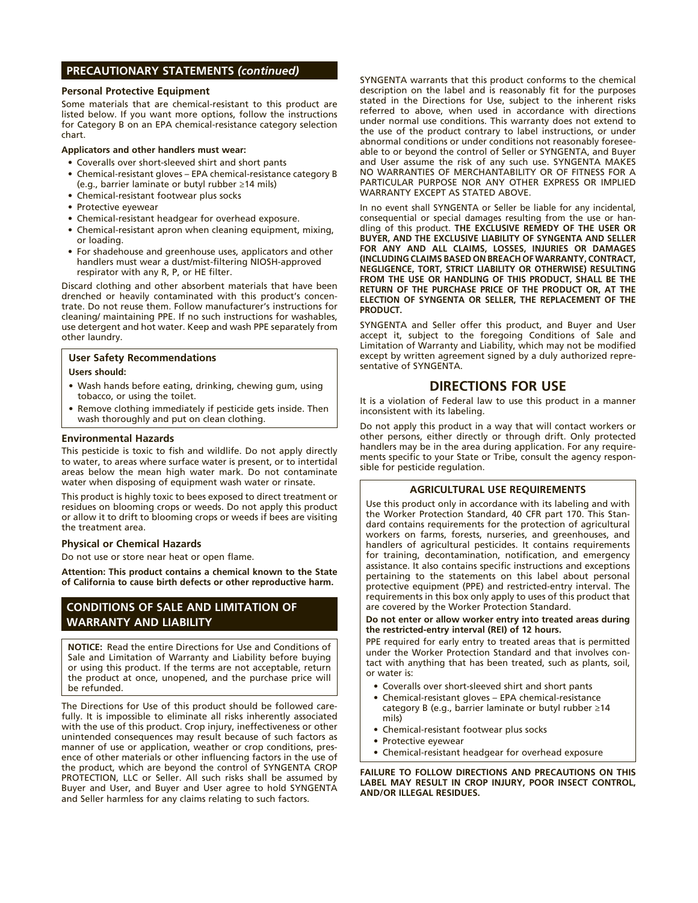## PRECAUTIONARY STATEMENTS *(continued)*

### Personal Protective Equipment

Some materials that are chemical-resistant to this product are listed below. If you want more options, follow the instructions for Category B on an EPA chemical-resistance category selection chart.

**Applicators and other handlers must wear:**

- Coveralls over short-sleeved shirt and short pants
- Chemical-resistant gloves – EPA chemical-resistance category B (e.g., barrier laminate or butyl rubber ≥14 mils)
- Chemical-resistant footwear plus socks
- Protective eyewear
- Chemical-resistant headgear for overhead exposure.
- Chemical-resistant apron when cleaning equipment, mixing, or loading.
- For shadehouse and greenhouse uses, applicators and other handlers must wear a dust/mist-filtering NIOSH-approved respirator with any R, P, or HE filter.

Discard clothing and other absorbent materials that have been drenched or heavily contaminated with this product's concentrate. Do not reuse them. Follow manufacturer's instructions for cleaning/ maintaining PPE. If no such instructions for washables, use detergent and hot water. Keep and wash PPE separately from other laundry.

### User Safety Recommendations

**Users should:**

- Wash hands before eating, drinking, chewing gum, using tobacco, or using the toilet.
- Remove clothing immediately if pesticide gets inside. Then wash thoroughly and put on clean clothing.

### Environmental Hazards

This pesticide is toxic to fish and wildlife. Do not apply directly to water, to areas where surface water is present, or to intertidal areas below the mean high water mark. Do not contaminate water when disposing of equipment wash water or rinsate.

This product is highly toxic to bees exposed to direct treatment or residues on blooming crops or weeds. Do not apply this product or allow it to drift to blooming crops or weeds if bees are visiting the treatment area.

### Physical or Chemical Hazards

Do not use or store near heat or open flame.

**Attention: This product contains a chemical known to the State of California to cause birth defects or other reproductive harm.**

## CONDITIONS OF SALE AND LIMITATION OF WARRANTY AND LIABILITY

**NOTICE:** Read the entire Directions for Use and Conditions of Sale and Limitation of Warranty and Liability before buying or using this product. If the terms are not acceptable, return the product at once, unopened, and the purchase price will be refunded.

The Directions for Use of this product should be followed carefully. It is impossible to eliminate all risks inherently associated with the use of this product. Crop injury, ineffectiveness or other unintended consequences may result because of such factors as manner of use or application, weather or crop conditions, presence of other materials or other influencing factors in the use of the product, which are beyond the control of SYNGENTA CROP PROTECTION, LLC or Seller. All such risks shall be assumed by Buyer and User, and Buyer and User agree to hold SYNGENTA and Seller harmless for any claims relating to such factors.

SYNGENTA warrants that this product conforms to the chemical description on the label and is reasonably fit for the purposes stated in the Directions for Use, subject to the inherent risks referred to above, when used in accordance with directions under normal use conditions. This warranty does not extend to the use of the product contrary to label instructions, or under abnormal conditions or under conditions not reasonably foreseeable to or beyond the control of Seller or SYNGENTA, and Buyer and User assume the risk of any such use. SYNGENTA MAKES NO WARRANTIES OF MERCHANTABILITY OR OF FITNESS FOR A PARTICULAR PURPOSE NOR ANY OTHER EXPRESS OR IMPLIED WARRANTY EXCEPT AS STATED ABOVE.

In no event shall SYNGENTA or Seller be liable for any incidental, consequential or special damages resulting from the use or handling of this product. **THE EXCLUSIVE REMEDY OF THE USER OR BUYER, AND THE EXCLUSIVE LIABILITY OF SYNGENTA AND SELLER FOR ANY AND ALL CLAIMS, LOSSES, INJURIES OR DAMAGES (INCLUDING CLAIMS BASED ON BREACH OF WARRANTY, CONTRACT, NEGLIGENCE, TORT, STRICT LIABILITY OR OTHERWISE) RESULTING FROM THE USE OR HANDLING OF THIS PRODUCT, SHALL BE THE RETURN OF THE PURCHASE PRICE OF THE PRODUCT OR, AT THE ELECTION OF SYNGENTA OR SELLER, THE REPLACEMENT OF THE PRODUCT.**

SYNGENTA and Seller offer this product, and Buyer and User accept it, subject to the foregoing Conditions of Sale and Limitation of Warranty and Liability, which may not be modified except by written agreement signed by a duly authorized representative of SYNGENTA.

## DIRECTIONS FOR USE

It is a violation of Federal law to use this product in a manner inconsistent with its labeling.

Do not apply this product in a way that will contact workers or other persons, either directly or through drift. Only protected handlers may be in the area during application. For any requirements specific to your State or Tribe, consult the agency responsible for pesticide regulation.

### AGRICULTURAL USE REQUIREMENTS

Use this product only in accordance with its labeling and with the Worker Protection Standard, 40 CFR part 170. This Standard contains requirements for the protection of agricultural workers on farms, forests, nurseries, and greenhouses, and handlers of agricultural pesticides. It contains requirements for training, decontamination, notification, and emergency assistance. It also contains specific instructions and exceptions pertaining to the statements on this label about personal protective equipment (PPE) and restricted-entry interval. The requirements in this box only apply to uses of this product that are covered by the Worker Protection Standard.

**Do not enter or allow worker entry into treated areas during the restricted-entry interval (REI) of 12 hours.**

PPE required for early entry to treated areas that is permitted under the Worker Protection Standard and that involves contact with anything that has been treated, such as plants, soil, or water is:

- Coveralls over short-sleeved shirt and short pants
- Chemical-resistant gloves – EPA chemical-resistance category B (e.g., barrier laminate or butyl rubber ≥14 mils)
- Chemical-resistant footwear plus socks
- Protective eyewear
- Chemical-resistant headgear for overhead exposure

**FAILURE TO FOLLOW DIRECTIONS AND PRECAUTIONS ON THIS LABEL MAY RESULT IN CROP INJURY, POOR INSECT CONTROL, AND/OR ILLEGAL RESIDUES.**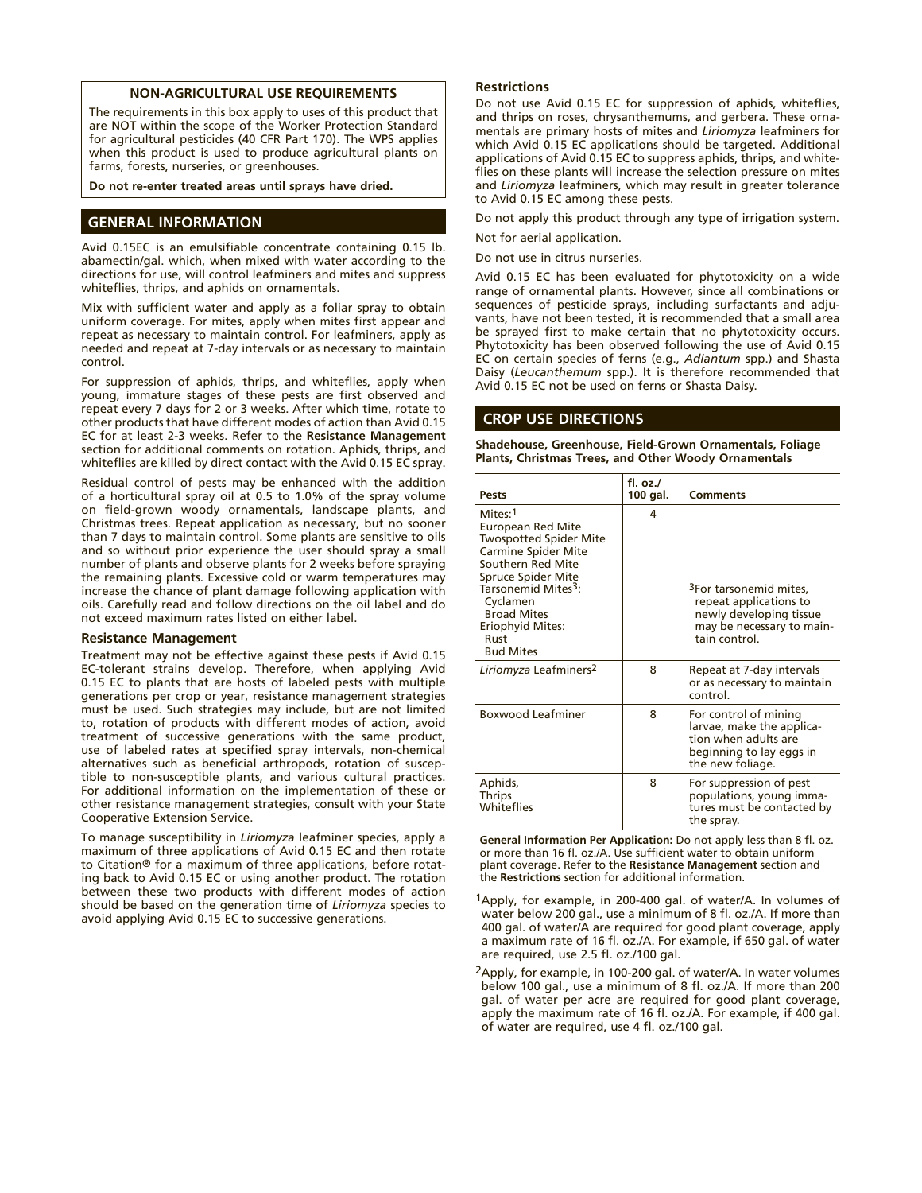## NON-AGRICULTURAL USE REQUIREMENTS

The requirements in this box apply to uses of this product that are NOT within the scope of the Worker Protection Standard for agricultural pesticides (40 CFR Part 170). The WPS applies when this product is used to produce agricultural plants on farms, forests, nurseries, or greenhouses.

**Do not re-enter treated areas until sprays have dried.**

## GENERAL INFORMATION

Avid 0.15EC is an emulsifiable concentrate containing 0.15 lb. abamectin/gal. which, when mixed with water according to the directions for use, will control leafminers and mites and suppress whiteflies, thrips, and aphids on ornamentals.

Mix with sufficient water and apply as a foliar spray to obtain uniform coverage. For mites, apply when mites first appear and repeat as necessary to maintain control. For leafminers, apply as needed and repeat at 7-day intervals or as necessary to maintain control.

For suppression of aphids, thrips, and whiteflies, apply when young, immature stages of these pests are first observed and repeat every 7 days for 2 or 3 weeks. After which time, rotate to other products that have different modes of action than Avid 0.15 EC for at least 2-3 weeks. Refer to the **Resistance Management** section for additional comments on rotation. Aphids, thrips, and whiteflies are killed by direct contact with the Avid 0.15 EC spray.

Residual control of pests may be enhanced with the addition of a horticultural spray oil at 0.5 to 1.0% of the spray volume on field-grown woody ornamentals, landscape plants, and Christmas trees. Repeat application as necessary, but no sooner than 7 days to maintain control. Some plants are sensitive to oils and so without prior experience the user should spray a small number of plants and observe plants for 2 weeks before spraying the remaining plants. Excessive cold or warm temperatures may increase the chance of plant damage following application with oils. Carefully read and follow directions on the oil label and do not exceed maximum rates listed on either label.

### Resistance Management

Treatment may not be effective against these pests if Avid 0.15 EC-tolerant strains develop. Therefore, when applying Avid 0.15 EC to plants that are hosts of labeled pests with multiple generations per crop or year, resistance management strategies must be used. Such strategies may include, but are not limited to, rotation of products with different modes of action, avoid treatment of successive generations with the same product, use of labeled rates at specified spray intervals, non-chemical alternatives such as beneficial arthropods, rotation of susceptible to non-susceptible plants, and various cultural practices. For additional information on the implementation of these or other resistance management strategies, consult with your State Cooperative Extension Service.

To manage susceptibility in *Liriomyza* leafminer species, apply a maximum of three applications of Avid 0.15 EC and then rotate to Citation® for a maximum of three applications, before rotating back to Avid 0.15 EC or using another product. The rotation between these two products with different modes of action should be based on the generation time of *Liriomyza* species to avoid applying Avid 0.15 EC to successive generations.

### Restrictions

Do not use Avid 0.15 EC for suppression of aphids, whiteflies, and thrips on roses, chrysanthemums, and gerbera. These ornamentals are primary hosts of mites and *Liriomyza* leafminers for which Avid 0.15 EC applications should be targeted. Additional applications of Avid 0.15 EC to suppress aphids, thrips, and whiteflies on these plants will increase the selection pressure on mites and *Liriomyza* leafminers, which may result in greater tolerance to Avid 0.15 EC among these pests.

Do not apply this product through any type of irrigation system.

Not for aerial application.

Do not use in citrus nurseries.

Avid 0.15 EC has been evaluated for phytotoxicity on a wide range of ornamental plants. However, since all combinations or sequences of pesticide sprays, including surfactants and adjuvants, have not been tested, it is recommended that a small area be sprayed first to make certain that no phytotoxicity occurs. Phytotoxicity has been observed following the use of Avid 0.15 EC on certain species of ferns (e.g., *Adiantum* spp.) and Shasta Daisy (*Leucanthemum* spp.). It is therefore recommended that Avid 0.15 EC not be used on ferns or Shasta Daisy.

## CROP USE DIRECTIONS

**Shadehouse, Greenhouse, Field-Grown Ornamentals, Foliage Plants, Christmas Trees, and Other Woody Ornamentals**

| Pests | fl. oz./ 100 gal. | Comments |
|---|---|---|
| Mites:[1] European Red Mite, Twospotted Spider Mite, Carmine Spider Mite, Southern Red Mite, Spruce Spider Mite, Tarsonemid Mites[3]: Cyclamen, Broad Mites; Eriophyid Mites: Rust, Bud Mites | 4 | [3]For tarsonemid mites, repeat applications to newly developing tissue may be necessary to maintain control. |
| *Liriomyza* Leafminers[2] | 8 | Repeat at 7-day intervals or as necessary to maintain control. |
| Boxwood Leafminer | 8 | For control of mining larvae, make the application when adults are beginning to lay eggs in the new foliage. |
| Aphids, Thrips, Whiteflies | 8 | For suppression of pest populations, young immatures must be contacted by the spray. |

**General Information Per Application:** Do not apply less than 8 fl. oz. or more than 16 fl. oz./A. Use sufficient water to obtain uniform plant coverage. Refer to the **Resistance Management** section and the **Restrictions** section for additional information.

[1]Apply, for example, in 200-400 gal. of water/A. In volumes of water below 200 gal., use a minimum of 8 fl. oz./A. If more than 400 gal. of water/A are required for good plant coverage, apply a maximum rate of 16 fl. oz./A. For example, if 650 gal. of water are required, use 2.5 fl. oz./100 gal.

[2]Apply, for example, in 100-200 gal. of water/A. In water volumes below 100 gal., use a minimum of 8 fl. oz./A. If more than 200 gal. of water per acre are required for good plant coverage, apply the maximum rate of 16 fl. oz./A. For example, if 400 gal. of water are required, use 4 fl. oz./100 gal.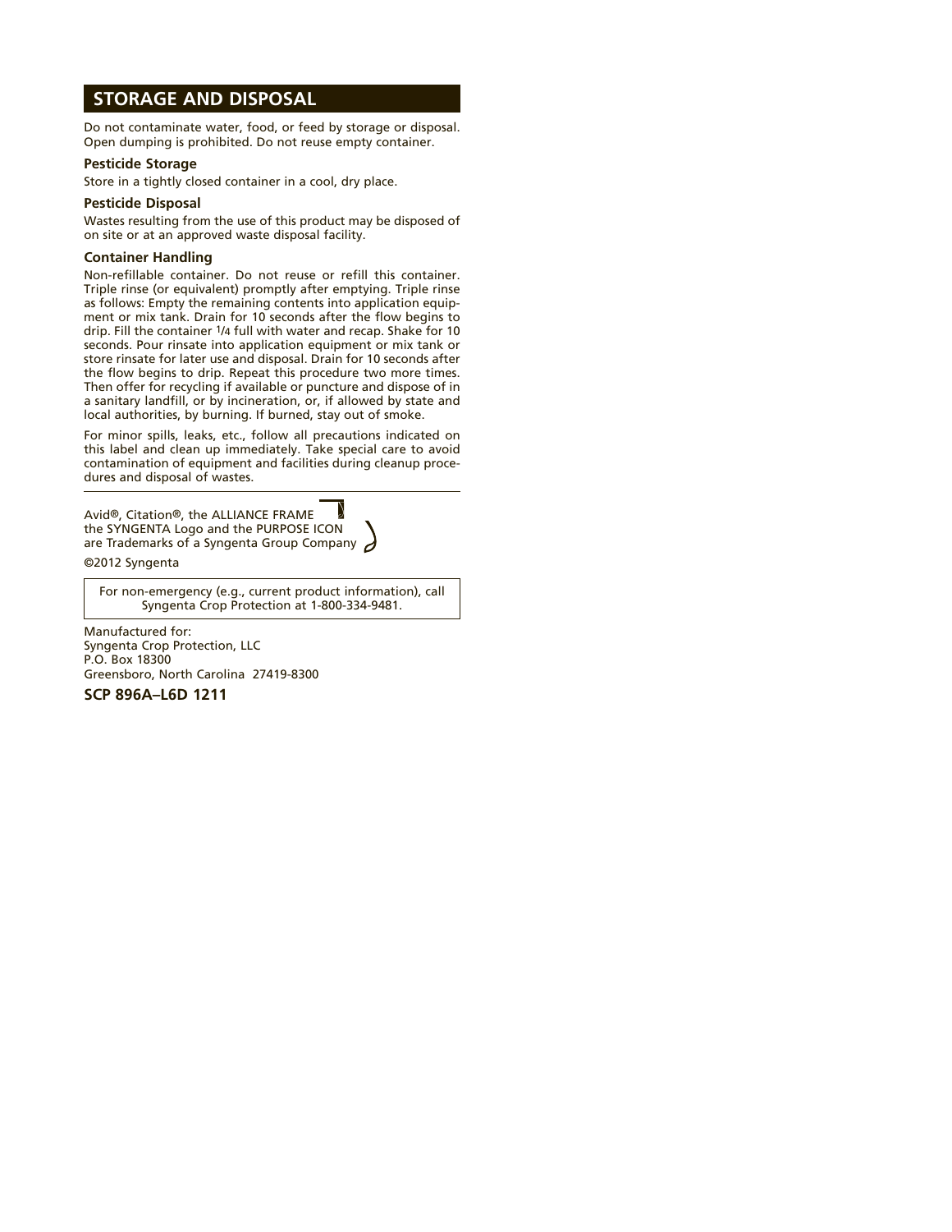## STORAGE AND DISPOSAL

Do not contaminate water, food, or feed by storage or disposal. Open dumping is prohibited. Do not reuse empty container.

### Pesticide Storage

Store in a tightly closed container in a cool, dry place.

### Pesticide Disposal

Wastes resulting from the use of this product may be disposed of on site or at an approved waste disposal facility.

### Container Handling

Non-refillable container. Do not reuse or refill this container. Triple rinse (or equivalent) promptly after emptying. Triple rinse as follows: Empty the remaining contents into application equipment or mix tank. Drain for 10 seconds after the flow begins to drip. Fill the container 1/4 full with water and recap. Shake for 10 seconds. Pour rinsate into application equipment or mix tank or store rinsate for later use and disposal. Drain for 10 seconds after the flow begins to drip. Repeat this procedure two more times. Then offer for recycling if available or puncture and dispose of in a sanitary landfill, or by incineration, or, if allowed by state and local authorities, by burning. If burned, stay out of smoke.

For minor spills, leaks, etc., follow all precautions indicated on this label and clean up immediately. Take special care to avoid contamination of equipment and facilities during cleanup procedures and disposal of wastes.

---

Avid®, Citation®, the ALLIANCE FRAME
the SYNGENTA Logo and the PURPOSE ICON
are Trademarks of a Syngenta Group Company

©2012 Syngenta

For non-emergency (e.g., current product information), call Syngenta Crop Protection at 1-800-334-9481.

Manufactured for:
Syngenta Crop Protection, LLC
P.O. Box 18300
Greensboro, North Carolina 27419-8300

**SCP 896A–L6D 1211**